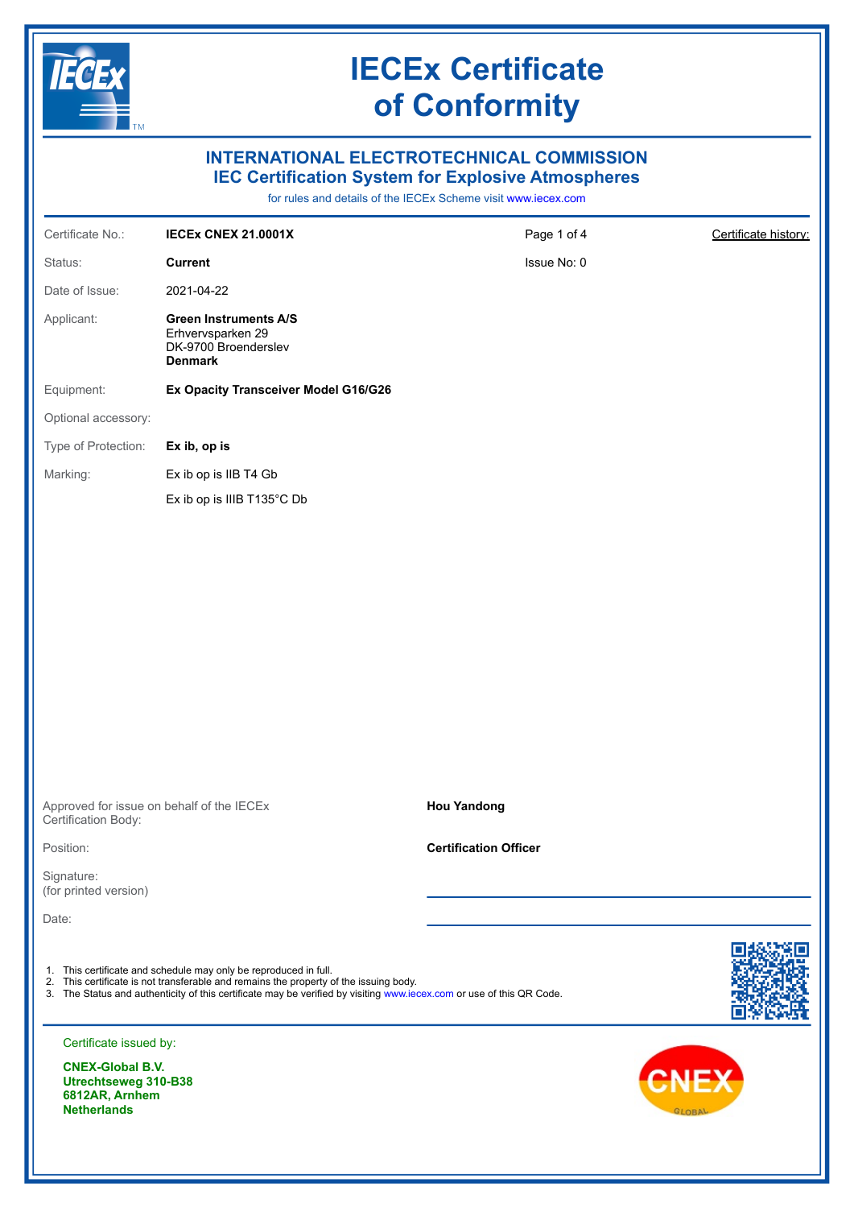# IECEx Certificate of Conformity

## INTERNATIONAL ELECTROTECHNICAL COMMISSION
## IEC Certification System for Explosive Atmospheres

for rules and details of the IECEx Scheme visit www.iecex.com

| | | | |
|---|---|---|---|
| Certificate No.: | **IECEx CNEX 21.0001X** | Page 1 of 4 | Certificate history: |
| Status: | **Current** | Issue No: 0 | |
| Date of Issue: | 2021-04-22 | | |
| Applicant: | **Green Instruments A/S**<br>Erhvervsparken 29<br>DK-9700 Broenderslev<br>**Denmark** | | |
| Equipment: | **Ex Opacity Transceiver Model G16/G26** | | |
| Optional accessory: | | | |
| Type of Protection: | **Ex ib, op is** | | |
| Marking: | Ex ib op is IIB T4 Gb<br>Ex ib op is IIIB T135°C Db | | |

Approved for issue on behalf of the IECEx Certification Body: **Hou Yandong**

Position: **Certification Officer**

Signature:
(for printed version)

Date:

1. This certificate and schedule may only be reproduced in full.
2. This certificate is not transferable and remains the property of the issuing body.
3. The Status and authenticity of this certificate may be verified by visiting www.iecex.com or use of this QR Code.

Certificate issued by:

**CNEX-Global B.V.**
**Utrechtseweg 310-B38**
**6812AR, Arnhem**
**Netherlands**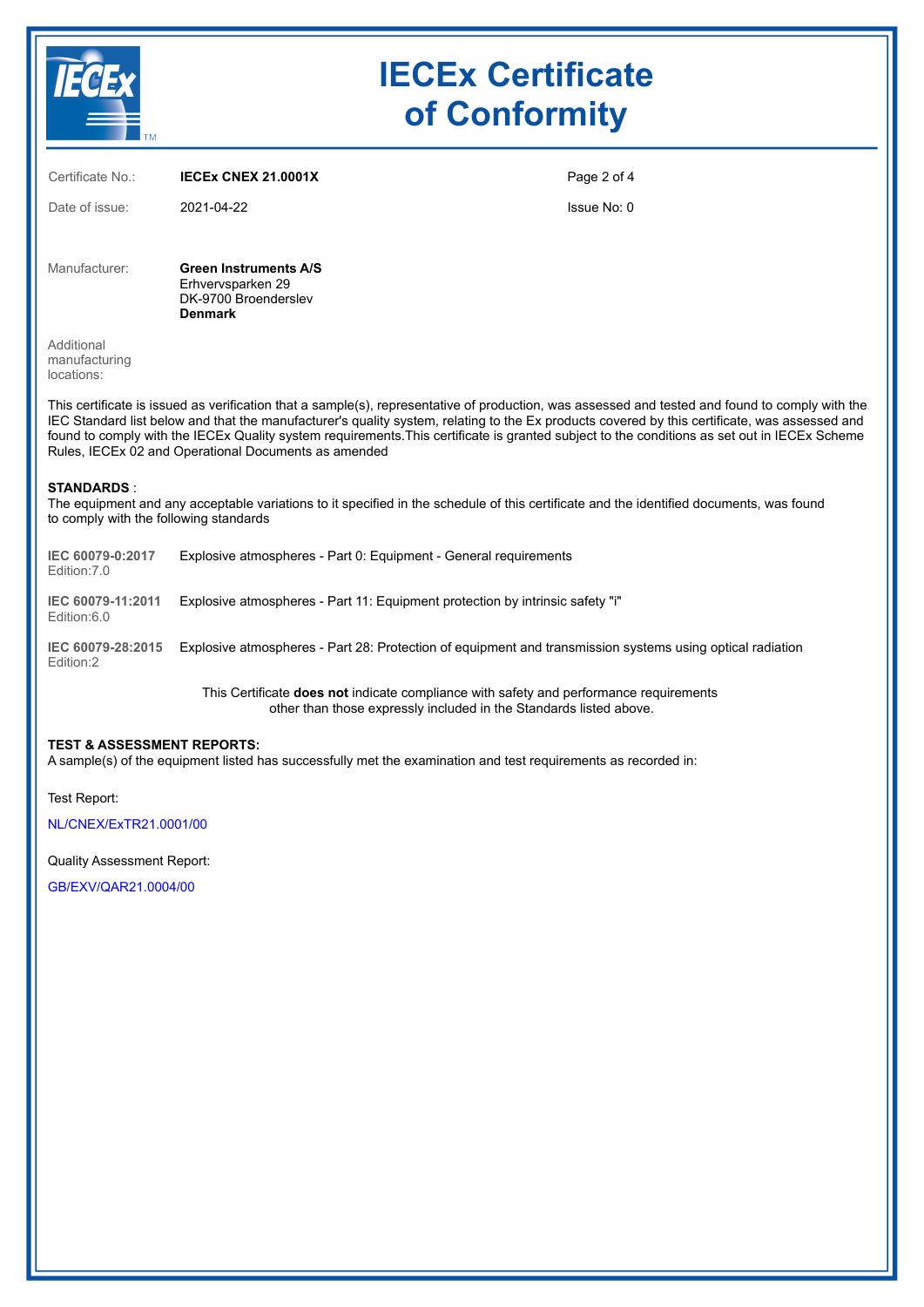# IECEx Certificate of Conformity

| | | |
|---|---|---|
| Certificate No.: | **IECEx CNEX 21.0001X** | |
| Date of issue: | 2021-04-22 | Issue No: 0 |

Manufacturer: **Green Instruments A/S**
Erhvervsparken 29
DK-9700 Broenderslev
**Denmark**

Additional manufacturing locations:

This certificate is issued as verification that a sample(s), representative of production, was assessed and tested and found to comply with the IEC Standard list below and that the manufacturer's quality system, relating to the Ex products covered by this certificate, was assessed and found to comply with the IECEx Quality system requirements.This certificate is granted subject to the conditions as set out in IECEx Scheme Rules, IECEx 02 and Operational Documents as amended

**STANDARDS** :
The equipment and any acceptable variations to it specified in the schedule of this certificate and the identified documents, was found to comply with the following standards

| Standard | Title |
|---|---|
| **IEC 60079-0:2017** Edition:7.0 | Explosive atmospheres - Part 0: Equipment - General requirements |
| **IEC 60079-11:2011** Edition:6.0 | Explosive atmospheres - Part 11: Equipment protection by intrinsic safety "i" |
| **IEC 60079-28:2015** Edition:2 | Explosive atmospheres - Part 28: Protection of equipment and transmission systems using optical radiation |

This Certificate **does not** indicate compliance with safety and performance requirements other than those expressly included in the Standards listed above.

**TEST & ASSESSMENT REPORTS:**
A sample(s) of the equipment listed has successfully met the examination and test requirements as recorded in:

Test Report:

NL/CNEX/ExTR21.0001/00

Quality Assessment Report:

GB/EXV/QAR21.0004/00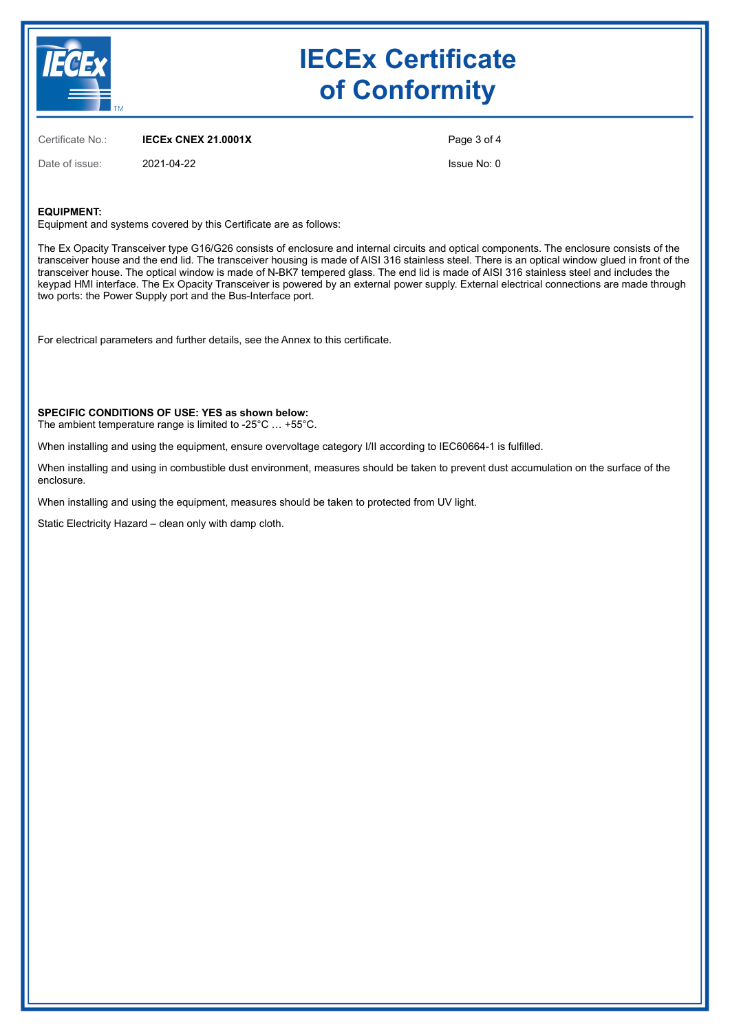# IECEx Certificate of Conformity

Certificate No.: **IECEx CNEX 21.0001X**

Date of issue: 2021-04-22

Issue No: 0

**EQUIPMENT:**
Equipment and systems covered by this Certificate are as follows:

The Ex Opacity Transceiver type G16/G26 consists of enclosure and internal circuits and optical components. The enclosure consists of the transceiver house and the end lid. The transceiver housing is made of AISI 316 stainless steel. There is an optical window glued in front of the transceiver house. The optical window is made of N-BK7 tempered glass. The end lid is made of AISI 316 stainless steel and includes the keypad HMI interface. The Ex Opacity Transceiver is powered by an external power supply. External electrical connections are made through two ports: the Power Supply port and the Bus-Interface port.

For electrical parameters and further details, see the Annex to this certificate.

**SPECIFIC CONDITIONS OF USE: YES as shown below:**
The ambient temperature range is limited to -25°C … +55°C.

When installing and using the equipment, ensure overvoltage category I/II according to IEC60664-1 is fulfilled.

When installing and using in combustible dust environment, measures should be taken to prevent dust accumulation on the surface of the enclosure.

When installing and using the equipment, measures should be taken to protected from UV light.

Static Electricity Hazard – clean only with damp cloth.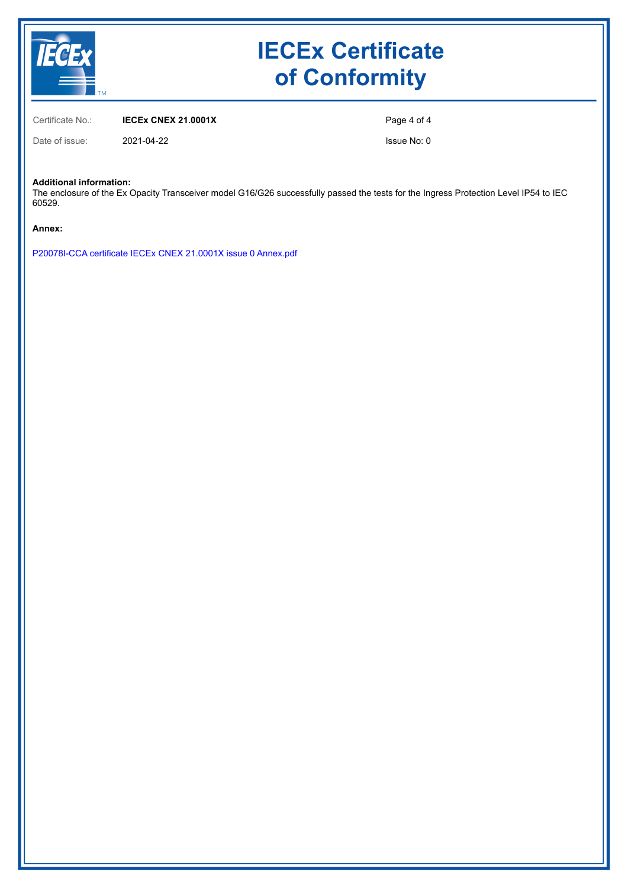# IECEx Certificate of Conformity

Certificate No.: **IECEx CNEX 21.0001X**

Date of issue: 2021-04-22

Issue No: 0

**Additional information:**

The enclosure of the Ex Opacity Transceiver model G16/G26 successfully passed the tests for the Ingress Protection Level IP54 to IEC 60529.

**Annex:**

P20078I-CCA certificate IECEx CNEX 21.0001X issue 0 Annex.pdf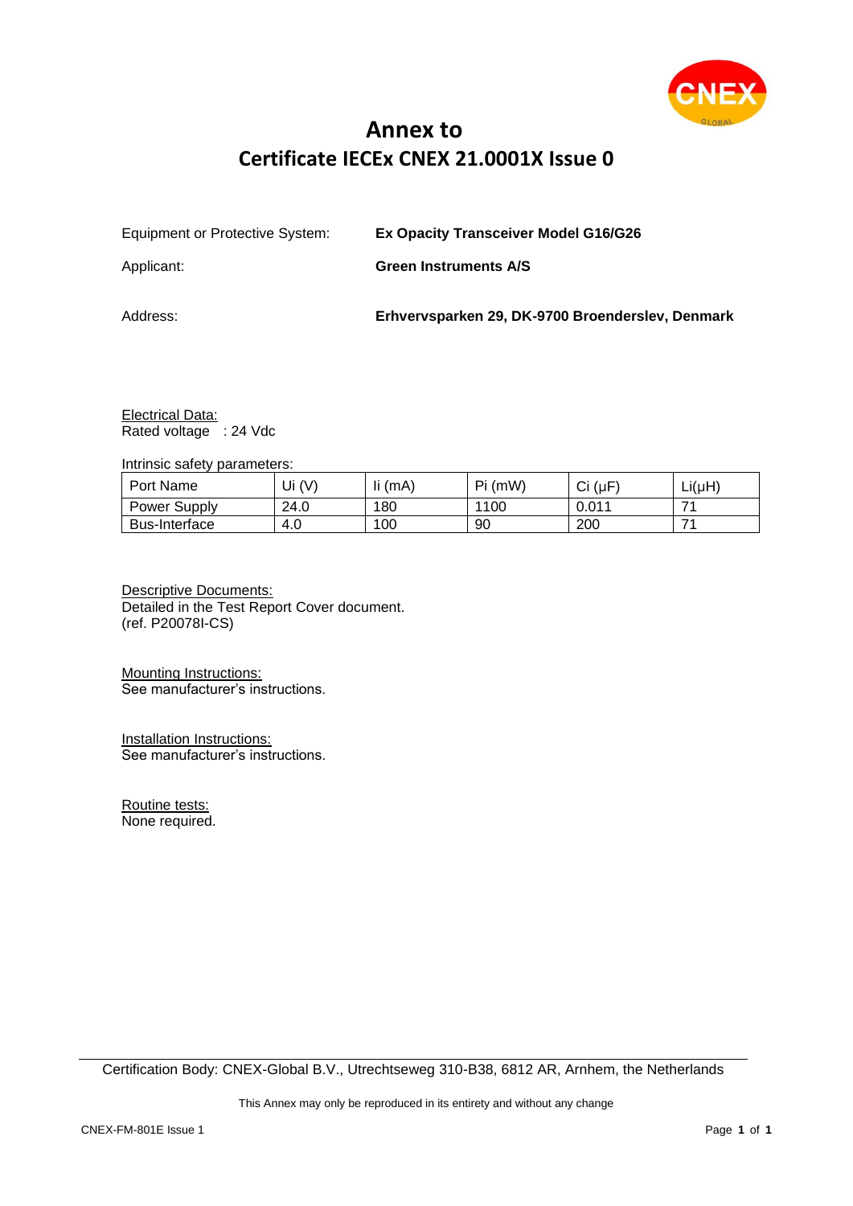# Annex to
# Certificate IECEx CNEX 21.0001X Issue 0

Equipment or Protective System: **Ex Opacity Transceiver Model G16/G26**

Applicant: **Green Instruments A/S**

Address: **Erhvervsparken 29, DK-9700 Broenderslev, Denmark**

Electrical Data:
Rated voltage : 24 Vdc

Intrinsic safety parameters:

| Port Name | Ui (V) | Ii (mA) | Pi (mW) | Ci (μF) | Li(μH) |
|---|---|---|---|---|---|
| Power Supply | 24.0 | 180 | 1100 | 0.011 | 71 |
| Bus-Interface | 4.0 | 100 | 90 | 200 | 71 |

Descriptive Documents:
Detailed in the Test Report Cover document.
(ref. P20078I-CS)

Mounting Instructions:
See manufacturer's instructions.

Installation Instructions:
See manufacturer's instructions.

Routine tests:
None required.

Certification Body: CNEX-Global B.V., Utrechtseweg 310-B38, 6812 AR, Arnhem, the Netherlands

This Annex may only be reproduced in its entirety and without any change

CNEX-FM-801E Issue 1